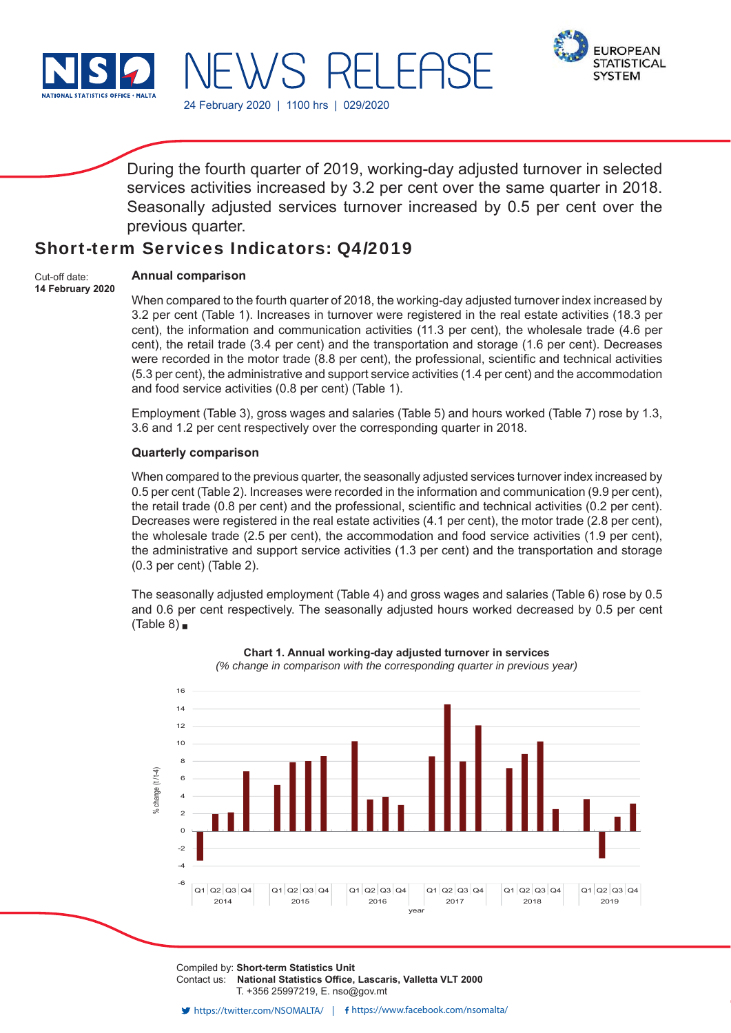NSO NATIONAL STATISTICS OFFICE · MALTA

# NEWS RELEASE

EUROPEAN STATISTICAL SYSTEM

24 February 2020 | 1100 hrs | 029/2020

During the fourth quarter of 2019, working-day adjusted turnover in selected services activities increased by 3.2 per cent over the same quarter in 2018. Seasonally adjusted services turnover increased by 0.5 per cent over the previous quarter.

## Short-term Services Indicators: Q4/2019

Cut-off date:
**14 February 2020**

### Annual comparison

When compared to the fourth quarter of 2018, the working-day adjusted turnover index increased by 3.2 per cent (Table 1). Increases in turnover were registered in the real estate activities (18.3 per cent), the information and communication activities (11.3 per cent), the wholesale trade (4.6 per cent), the retail trade (3.4 per cent) and the transportation and storage (1.6 per cent). Decreases were recorded in the motor trade (8.8 per cent), the professional, scientific and technical activities (5.3 per cent), the administrative and support service activities (1.4 per cent) and the accommodation and food service activities (0.8 per cent) (Table 1).

Employment (Table 3), gross wages and salaries (Table 5) and hours worked (Table 7) rose by 1.3, 3.6 and 1.2 per cent respectively over the corresponding quarter in 2018.

### Quarterly comparison

When compared to the previous quarter, the seasonally adjusted services turnover index increased by 0.5 per cent (Table 2). Increases were recorded in the information and communication (9.9 per cent), the retail trade (0.8 per cent) and the professional, scientific and technical activities (0.2 per cent). Decreases were registered in the real estate activities (4.1 per cent), the motor trade (2.8 per cent), the wholesale trade (2.5 per cent), the accommodation and food service activities (1.9 per cent), the administrative and support service activities (1.3 per cent) and the transportation and storage (0.3 per cent) (Table 2).

The seasonally adjusted employment (Table 4) and gross wages and salaries (Table 6) rose by 0.5 and 0.6 per cent respectively. The seasonally adjusted hours worked decreased by 0.5 per cent (Table 8) ▪

**Chart 1. Annual working-day adjusted turnover in services**
*(% change in comparison with the corresponding quarter in previous year)*

Compiled by: **Short-term Statistics Unit**
Contact us: **National Statistics Office, Lascaris, Valletta VLT 2000**
T. +356 25997219, E. nso@gov.mt

https://twitter.com/NSOMALTA/ | https://www.facebook.com/nsomalta/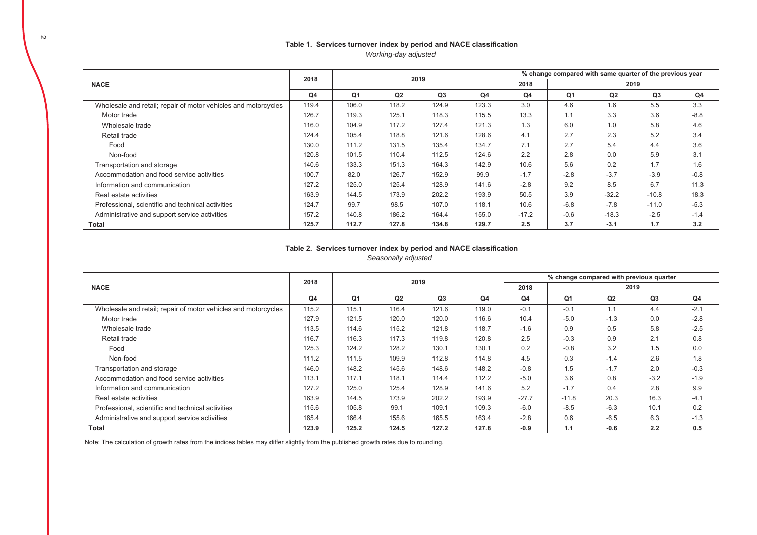**Table 1. Services turnover index by period and NACE classification**

*Working-day adjusted*

| NACE | 2018 | 2019 | | | | % change compared with same quarter of the previous year | | | | |
|---|---|---|---|---|---|---|---|---|---|---|
| | | | | | | 2018 | 2019 | | | |
| | Q4 | Q1 | Q2 | Q3 | Q4 | Q4 | Q1 | Q2 | Q3 | Q4 |
| Wholesale and retail; repair of motor vehicles and motorcycles | 119.4 | 106.0 | 118.2 | 124.9 | 123.3 | 3.0 | 4.6 | 1.6 | 5.5 | 3.3 |
| Motor trade | 126.7 | 119.3 | 125.1 | 118.3 | 115.5 | 13.3 | 1.1 | 3.3 | 3.6 | -8.8 |
| Wholesale trade | 116.0 | 104.9 | 117.2 | 127.4 | 121.3 | 1.3 | 6.0 | 1.0 | 5.8 | 4.6 |
| Retail trade | 124.4 | 105.4 | 118.8 | 121.6 | 128.6 | 4.1 | 2.7 | 2.3 | 5.2 | 3.4 |
| Food | 130.0 | 111.2 | 131.5 | 135.4 | 134.7 | 7.1 | 2.7 | 5.4 | 4.4 | 3.6 |
| Non-food | 120.8 | 101.5 | 110.4 | 112.5 | 124.6 | 2.2 | 2.8 | 0.0 | 5.9 | 3.1 |
| Transportation and storage | 140.6 | 133.3 | 151.3 | 164.3 | 142.9 | 10.6 | 5.6 | 0.2 | 1.7 | 1.6 |
| Accommodation and food service activities | 100.7 | 82.0 | 126.7 | 152.9 | 99.9 | -1.7 | -2.8 | -3.7 | -3.9 | -0.8 |
| Information and communication | 127.2 | 125.0 | 125.4 | 128.9 | 141.6 | -2.8 | 9.2 | 8.5 | 6.7 | 11.3 |
| Real estate activities | 163.9 | 144.5 | 173.9 | 202.2 | 193.9 | 50.5 | 3.9 | -32.2 | -10.8 | 18.3 |
| Professional, scientific and technical activities | 124.7 | 99.7 | 98.5 | 107.0 | 118.1 | 10.6 | -6.8 | -7.8 | -11.0 | -5.3 |
| Administrative and support service activities | 157.2 | 140.8 | 186.2 | 164.4 | 155.0 | -17.2 | -0.6 | -18.3 | -2.5 | -1.4 |
| **Total** | **125.7** | **112.7** | **127.8** | **134.8** | **129.7** | **2.5** | **3.7** | **-3.1** | **1.7** | **3.2** |

**Table 2. Services turnover index by period and NACE classification**

*Seasonally adjusted*

| NACE | 2018 | 2019 | | | | % change compared with previous quarter | | | | |
|---|---|---|---|---|---|---|---|---|---|---|
| | | | | | | 2018 | 2019 | | | |
| | Q4 | Q1 | Q2 | Q3 | Q4 | Q4 | Q1 | Q2 | Q3 | Q4 |
| Wholesale and retail; repair of motor vehicles and motorcycles | 115.2 | 115.1 | 116.4 | 121.6 | 119.0 | -0.1 | -0.1 | 1.1 | 4.4 | -2.1 |
| Motor trade | 127.9 | 121.5 | 120.0 | 120.0 | 116.6 | 10.4 | -5.0 | -1.3 | 0.0 | -2.8 |
| Wholesale trade | 113.5 | 114.6 | 115.2 | 121.8 | 118.7 | -1.6 | 0.9 | 0.5 | 5.8 | -2.5 |
| Retail trade | 116.7 | 116.3 | 117.3 | 119.8 | 120.8 | 2.5 | -0.3 | 0.9 | 2.1 | 0.8 |
| Food | 125.3 | 124.2 | 128.2 | 130.1 | 130.1 | 0.2 | -0.8 | 3.2 | 1.5 | 0.0 |
| Non-food | 111.2 | 111.5 | 109.9 | 112.8 | 114.8 | 4.5 | 0.3 | -1.4 | 2.6 | 1.8 |
| Transportation and storage | 146.0 | 148.2 | 145.6 | 148.6 | 148.2 | -0.8 | 1.5 | -1.7 | 2.0 | -0.3 |
| Accommodation and food service activities | 113.1 | 117.1 | 118.1 | 114.4 | 112.2 | -5.0 | 3.6 | 0.8 | -3.2 | -1.9 |
| Information and communication | 127.2 | 125.0 | 125.4 | 128.9 | 141.6 | 5.2 | -1.7 | 0.4 | 2.8 | 9.9 |
| Real estate activities | 163.9 | 144.5 | 173.9 | 202.2 | 193.9 | -27.7 | -11.8 | 20.3 | 16.3 | -4.1 |
| Professional, scientific and technical activities | 115.6 | 105.8 | 99.1 | 109.1 | 109.3 | -6.0 | -8.5 | -6.3 | 10.1 | 0.2 |
| Administrative and support service activities | 165.4 | 166.4 | 155.6 | 165.5 | 163.4 | -2.8 | 0.6 | -6.5 | 6.3 | -1.3 |
| **Total** | **123.9** | **125.2** | **124.5** | **127.2** | **127.8** | **-0.9** | **1.1** | **-0.6** | **2.2** | **0.5** |

Note: The calculation of growth rates from the indices tables may differ slightly from the published growth rates due to rounding.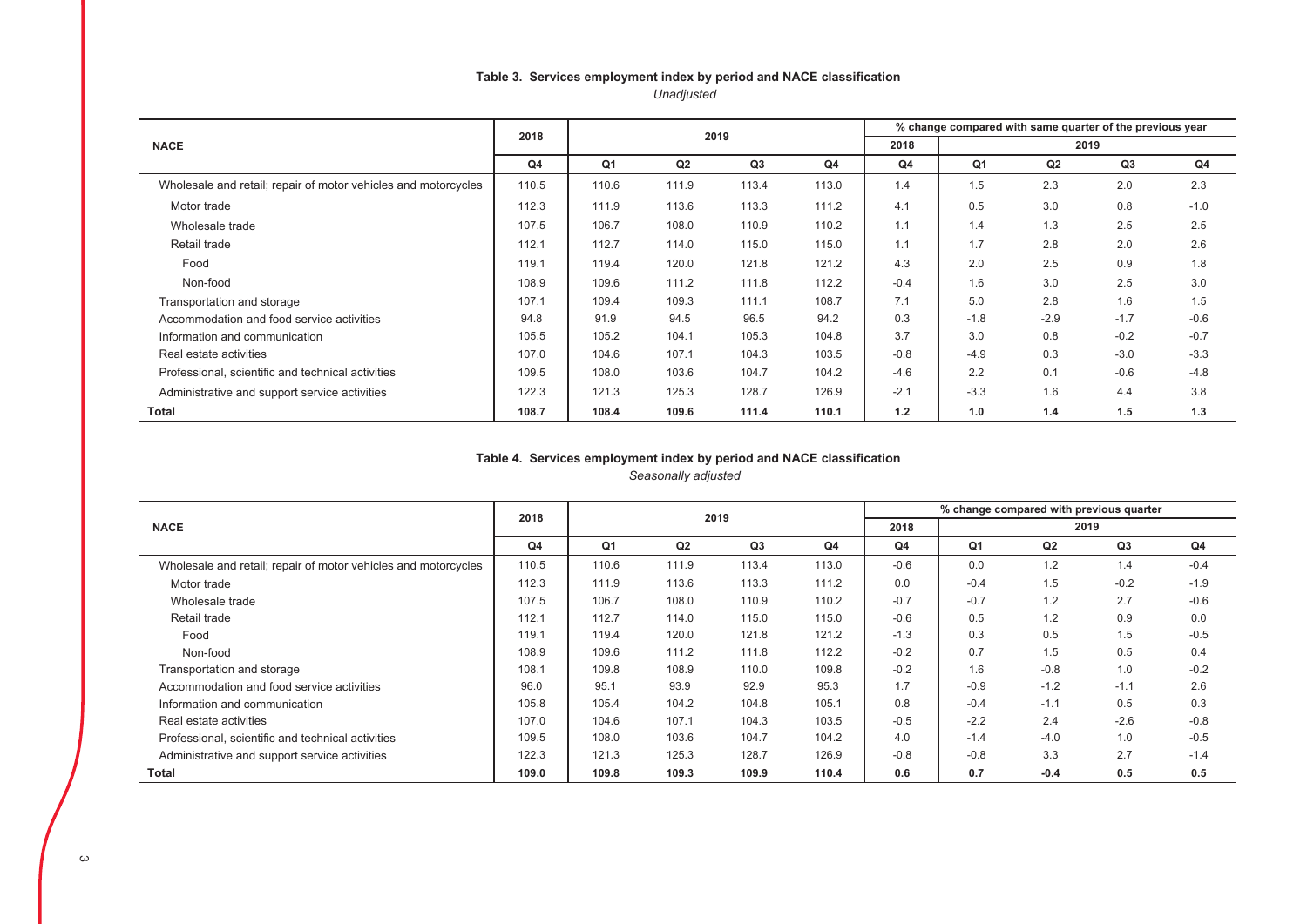**Table 3. Services employment index by period and NACE classification**

*Unadjusted*

| NACE | 2018 | 2019 | | | | % change compared with same quarter of the previous year | | | | |
|---|---|---|---|---|---|---|---|---|---|---|
| | | | | | | 2018 | 2019 | | | |
| | Q4 | Q1 | Q2 | Q3 | Q4 | Q4 | Q1 | Q2 | Q3 | Q4 |
| Wholesale and retail; repair of motor vehicles and motorcycles | 110.5 | 110.6 | 111.9 | 113.4 | 113.0 | 1.4 | 1.5 | 2.3 | 2.0 | 2.3 |
| Motor trade | 112.3 | 111.9 | 113.6 | 113.3 | 111.2 | 4.1 | 0.5 | 3.0 | 0.8 | -1.0 |
| Wholesale trade | 107.5 | 106.7 | 108.0 | 110.9 | 110.2 | 1.1 | 1.4 | 1.3 | 2.5 | 2.5 |
| Retail trade | 112.1 | 112.7 | 114.0 | 115.0 | 115.0 | 1.1 | 1.7 | 2.8 | 2.0 | 2.6 |
| Food | 119.1 | 119.4 | 120.0 | 121.8 | 121.2 | 4.3 | 2.0 | 2.5 | 0.9 | 1.8 |
| Non-food | 108.9 | 109.6 | 111.2 | 111.8 | 112.2 | -0.4 | 1.6 | 3.0 | 2.5 | 3.0 |
| Transportation and storage | 107.1 | 109.4 | 109.3 | 111.1 | 108.7 | 7.1 | 5.0 | 2.8 | 1.6 | 1.5 |
| Accommodation and food service activities | 94.8 | 91.9 | 94.5 | 96.5 | 94.2 | 0.3 | -1.8 | -2.9 | -1.7 | -0.6 |
| Information and communication | 105.5 | 105.2 | 104.1 | 105.3 | 104.8 | 3.7 | 3.0 | 0.8 | -0.2 | -0.7 |
| Real estate activities | 107.0 | 104.6 | 107.1 | 104.3 | 103.5 | -0.8 | -4.9 | 0.3 | -3.0 | -3.3 |
| Professional, scientific and technical activities | 109.5 | 108.0 | 103.6 | 104.7 | 104.2 | -4.6 | 2.2 | 0.1 | -0.6 | -4.8 |
| Administrative and support service activities | 122.3 | 121.3 | 125.3 | 128.7 | 126.9 | -2.1 | -3.3 | 1.6 | 4.4 | 3.8 |
| **Total** | **108.7** | **108.4** | **109.6** | **111.4** | **110.1** | **1.2** | **1.0** | **1.4** | **1.5** | **1.3** |

**Table 4. Services employment index by period and NACE classification**

*Seasonally adjusted*

| NACE | 2018 | 2019 | | | | % change compared with previous quarter | | | | |
|---|---|---|---|---|---|---|---|---|---|---|
| | | | | | | 2018 | 2019 | | | |
| | Q4 | Q1 | Q2 | Q3 | Q4 | Q4 | Q1 | Q2 | Q3 | Q4 |
| Wholesale and retail; repair of motor vehicles and motorcycles | 110.5 | 110.6 | 111.9 | 113.4 | 113.0 | -0.6 | 0.0 | 1.2 | 1.4 | -0.4 |
| Motor trade | 112.3 | 111.9 | 113.6 | 113.3 | 111.2 | 0.0 | -0.4 | 1.5 | -0.2 | -1.9 |
| Wholesale trade | 107.5 | 106.7 | 108.0 | 110.9 | 110.2 | -0.7 | -0.7 | 1.2 | 2.7 | -0.6 |
| Retail trade | 112.1 | 112.7 | 114.0 | 115.0 | 115.0 | -0.6 | 0.5 | 1.2 | 0.9 | 0.0 |
| Food | 119.1 | 119.4 | 120.0 | 121.8 | 121.2 | -1.3 | 0.3 | 0.5 | 1.5 | -0.5 |
| Non-food | 108.9 | 109.6 | 111.2 | 111.8 | 112.2 | -0.2 | 0.7 | 1.5 | 0.5 | 0.4 |
| Transportation and storage | 108.1 | 109.8 | 108.9 | 110.0 | 109.8 | -0.2 | 1.6 | -0.8 | 1.0 | -0.2 |
| Accommodation and food service activities | 96.0 | 95.1 | 93.9 | 92.9 | 95.3 | 1.7 | -0.9 | -1.2 | -1.1 | 2.6 |
| Information and communication | 105.8 | 105.4 | 104.2 | 104.8 | 105.1 | 0.8 | -0.4 | -1.1 | 0.5 | 0.3 |
| Real estate activities | 107.0 | 104.6 | 107.1 | 104.3 | 103.5 | -0.5 | -2.2 | 2.4 | -2.6 | -0.8 |
| Professional, scientific and technical activities | 109.5 | 108.0 | 103.6 | 104.7 | 104.2 | 4.0 | -1.4 | -4.0 | 1.0 | -0.5 |
| Administrative and support service activities | 122.3 | 121.3 | 125.3 | 128.7 | 126.9 | -0.8 | -0.8 | 3.3 | 2.7 | -1.4 |
| **Total** | **109.0** | **109.8** | **109.3** | **109.9** | **110.4** | **0.6** | **0.7** | **-0.4** | **0.5** | **0.5** |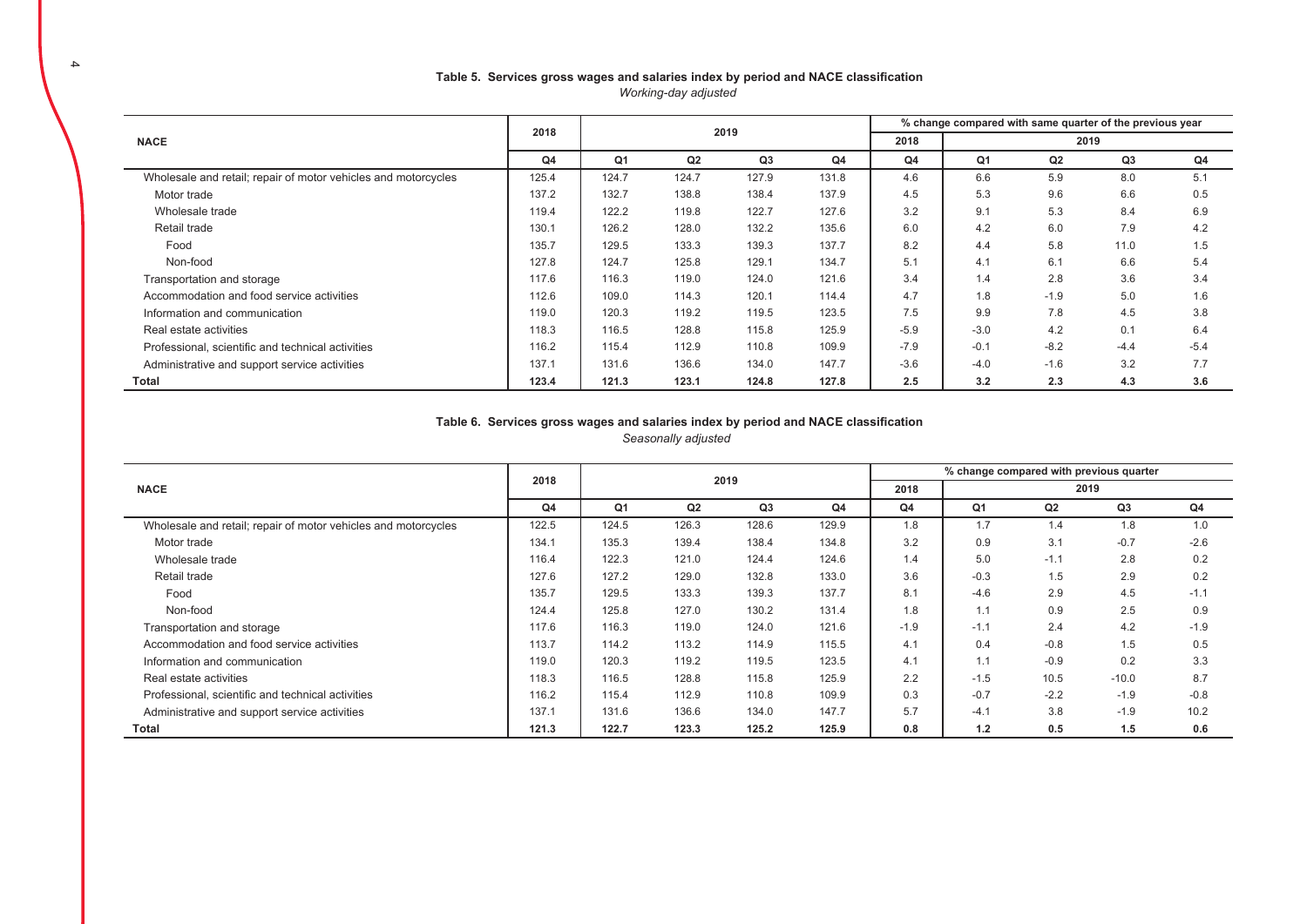**Table 5. Services gross wages and salaries index by period and NACE classification**

*Working-day adjusted*

| NACE | 2018 | 2019 | | | | % change compared with same quarter of the previous year | | | | |
|---|---|---|---|---|---|---|---|---|---|---|
| | | | | | | 2018 | 2019 | | | |
| | Q4 | Q1 | Q2 | Q3 | Q4 | Q4 | Q1 | Q2 | Q3 | Q4 |
| Wholesale and retail; repair of motor vehicles and motorcycles | 125.4 | 124.7 | 124.7 | 127.9 | 131.8 | 4.6 | 6.6 | 5.9 | 8.0 | 5.1 |
| Motor trade | 137.2 | 132.7 | 138.8 | 138.4 | 137.9 | 4.5 | 5.3 | 9.6 | 6.6 | 0.5 |
| Wholesale trade | 119.4 | 122.2 | 119.8 | 122.7 | 127.6 | 3.2 | 9.1 | 5.3 | 8.4 | 6.9 |
| Retail trade | 130.1 | 126.2 | 128.0 | 132.2 | 135.6 | 6.0 | 4.2 | 6.0 | 7.9 | 4.2 |
| Food | 135.7 | 129.5 | 133.3 | 139.3 | 137.7 | 8.2 | 4.4 | 5.8 | 11.0 | 1.5 |
| Non-food | 127.8 | 124.7 | 125.8 | 129.1 | 134.7 | 5.1 | 4.1 | 6.1 | 6.6 | 5.4 |
| Transportation and storage | 117.6 | 116.3 | 119.0 | 124.0 | 121.6 | 3.4 | 1.4 | 2.8 | 3.6 | 3.4 |
| Accommodation and food service activities | 112.6 | 109.0 | 114.3 | 120.1 | 114.4 | 4.7 | 1.8 | -1.9 | 5.0 | 1.6 |
| Information and communication | 119.0 | 120.3 | 119.2 | 119.5 | 123.5 | 7.5 | 9.9 | 7.8 | 4.5 | 3.8 |
| Real estate activities | 118.3 | 116.5 | 128.8 | 115.8 | 125.9 | -5.9 | -3.0 | 4.2 | 0.1 | 6.4 |
| Professional, scientific and technical activities | 116.2 | 115.4 | 112.9 | 110.8 | 109.9 | -7.9 | -0.1 | -8.2 | -4.4 | -5.4 |
| Administrative and support service activities | 137.1 | 131.6 | 136.6 | 134.0 | 147.7 | -3.6 | -4.0 | -1.6 | 3.2 | 7.7 |
| **Total** | **123.4** | **121.3** | **123.1** | **124.8** | **127.8** | **2.5** | **3.2** | **2.3** | **4.3** | **3.6** |

**Table 6. Services gross wages and salaries index by period and NACE classification**

*Seasonally adjusted*

| NACE | 2018 | 2019 | | | | % change compared with previous quarter | | | | |
|---|---|---|---|---|---|---|---|---|---|---|
| | | | | | | 2018 | 2019 | | | |
| | Q4 | Q1 | Q2 | Q3 | Q4 | Q4 | Q1 | Q2 | Q3 | Q4 |
| Wholesale and retail; repair of motor vehicles and motorcycles | 122.5 | 124.5 | 126.3 | 128.6 | 129.9 | 1.8 | 1.7 | 1.4 | 1.8 | 1.0 |
| Motor trade | 134.1 | 135.3 | 139.4 | 138.4 | 134.8 | 3.2 | 0.9 | 3.1 | -0.7 | -2.6 |
| Wholesale trade | 116.4 | 122.3 | 121.0 | 124.4 | 124.6 | 1.4 | 5.0 | -1.1 | 2.8 | 0.2 |
| Retail trade | 127.6 | 127.2 | 129.0 | 132.8 | 133.0 | 3.6 | -0.3 | 1.5 | 2.9 | 0.2 |
| Food | 135.7 | 129.5 | 133.3 | 139.3 | 137.7 | 8.1 | -4.6 | 2.9 | 4.5 | -1.1 |
| Non-food | 124.4 | 125.8 | 127.0 | 130.2 | 131.4 | 1.8 | 1.1 | 0.9 | 2.5 | 0.9 |
| Transportation and storage | 117.6 | 116.3 | 119.0 | 124.0 | 121.6 | -1.9 | -1.1 | 2.4 | 4.2 | -1.9 |
| Accommodation and food service activities | 113.7 | 114.2 | 113.2 | 114.9 | 115.5 | 4.1 | 0.4 | -0.8 | 1.5 | 0.5 |
| Information and communication | 119.0 | 120.3 | 119.2 | 119.5 | 123.5 | 4.1 | 1.1 | -0.9 | 0.2 | 3.3 |
| Real estate activities | 118.3 | 116.5 | 128.8 | 115.8 | 125.9 | 2.2 | -1.5 | 10.5 | -10.0 | 8.7 |
| Professional, scientific and technical activities | 116.2 | 115.4 | 112.9 | 110.8 | 109.9 | 0.3 | -0.7 | -2.2 | -1.9 | -0.8 |
| Administrative and support service activities | 137.1 | 131.6 | 136.6 | 134.0 | 147.7 | 5.7 | -4.1 | 3.8 | -1.9 | 10.2 |
| **Total** | **121.3** | **122.7** | **123.3** | **125.2** | **125.9** | **0.8** | **1.2** | **0.5** | **1.5** | **0.6** |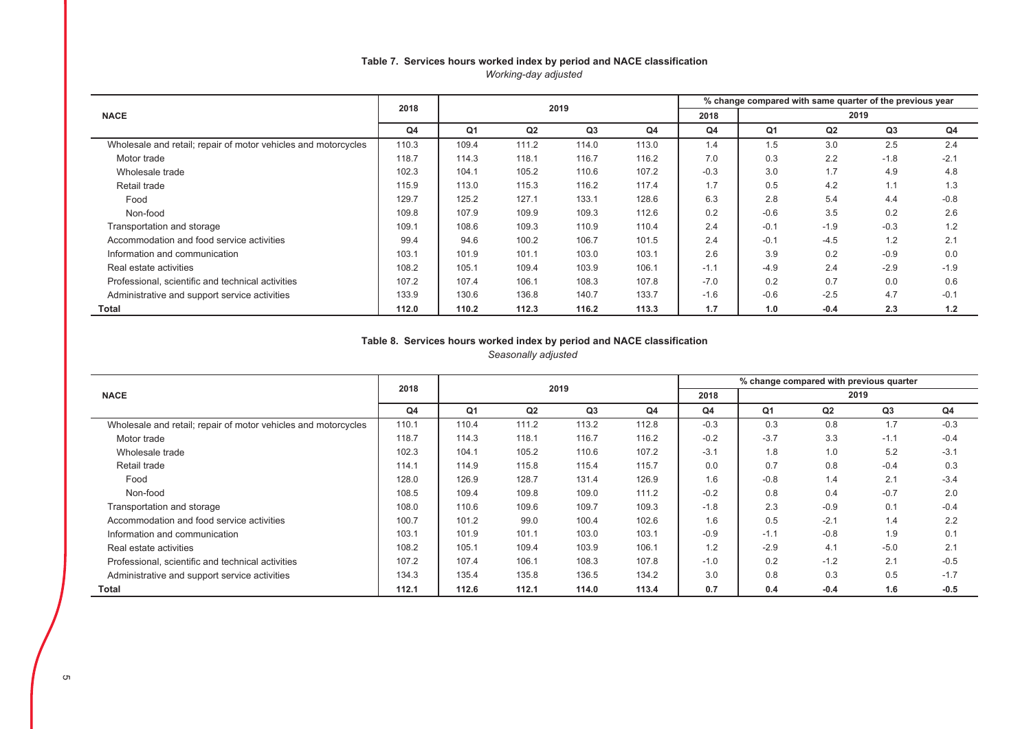**Table 7. Services hours worked index by period and NACE classification**

*Working-day adjusted*

| NACE | 2018 | 2019 | | | | % change compared with same quarter of the previous year | | | | |
|---|---|---|---|---|---|---|---|---|---|---|
| | | | | | | 2018 | 2019 | | | |
| | Q4 | Q1 | Q2 | Q3 | Q4 | Q4 | Q1 | Q2 | Q3 | Q4 |
| Wholesale and retail; repair of motor vehicles and motorcycles | 110.3 | 109.4 | 111.2 | 114.0 | 113.0 | 1.4 | 1.5 | 3.0 | 2.5 | 2.4 |
| Motor trade | 118.7 | 114.3 | 118.1 | 116.7 | 116.2 | 7.0 | 0.3 | 2.2 | -1.8 | -2.1 |
| Wholesale trade | 102.3 | 104.1 | 105.2 | 110.6 | 107.2 | -0.3 | 3.0 | 1.7 | 4.9 | 4.8 |
| Retail trade | 115.9 | 113.0 | 115.3 | 116.2 | 117.4 | 1.7 | 0.5 | 4.2 | 1.1 | 1.3 |
| Food | 129.7 | 125.2 | 127.1 | 133.1 | 128.6 | 6.3 | 2.8 | 5.4 | 4.4 | -0.8 |
| Non-food | 109.8 | 107.9 | 109.9 | 109.3 | 112.6 | 0.2 | -0.6 | 3.5 | 0.2 | 2.6 |
| Transportation and storage | 109.1 | 108.6 | 109.3 | 110.9 | 110.4 | 2.4 | -0.1 | -1.9 | -0.3 | 1.2 |
| Accommodation and food service activities | 99.4 | 94.6 | 100.2 | 106.7 | 101.5 | 2.4 | -0.1 | -4.5 | 1.2 | 2.1 |
| Information and communication | 103.1 | 101.9 | 101.1 | 103.0 | 103.1 | 2.6 | 3.9 | 0.2 | -0.9 | 0.0 |
| Real estate activities | 108.2 | 105.1 | 109.4 | 103.9 | 106.1 | -1.1 | -4.9 | 2.4 | -2.9 | -1.9 |
| Professional, scientific and technical activities | 107.2 | 107.4 | 106.1 | 108.3 | 107.8 | -7.0 | 0.2 | 0.7 | 0.0 | 0.6 |
| Administrative and support service activities | 133.9 | 130.6 | 136.8 | 140.7 | 133.7 | -1.6 | -0.6 | -2.5 | 4.7 | -0.1 |
| **Total** | **112.0** | **110.2** | **112.3** | **116.2** | **113.3** | **1.7** | **1.0** | **-0.4** | **2.3** | **1.2** |

**Table 8. Services hours worked index by period and NACE classification**

*Seasonally adjusted*

| NACE | 2018 | 2019 | | | | % change compared with previous quarter | | | | |
|---|---|---|---|---|---|---|---|---|---|---|
| | | | | | | 2018 | 2019 | | | |
| | Q4 | Q1 | Q2 | Q3 | Q4 | Q4 | Q1 | Q2 | Q3 | Q4 |
| Wholesale and retail; repair of motor vehicles and motorcycles | 110.1 | 110.4 | 111.2 | 113.2 | 112.8 | -0.3 | 0.3 | 0.8 | 1.7 | -0.3 |
| Motor trade | 118.7 | 114.3 | 118.1 | 116.7 | 116.2 | -0.2 | -3.7 | 3.3 | -1.1 | -0.4 |
| Wholesale trade | 102.3 | 104.1 | 105.2 | 110.6 | 107.2 | -3.1 | 1.8 | 1.0 | 5.2 | -3.1 |
| Retail trade | 114.1 | 114.9 | 115.8 | 115.4 | 115.7 | 0.0 | 0.7 | 0.8 | -0.4 | 0.3 |
| Food | 128.0 | 126.9 | 128.7 | 131.4 | 126.9 | 1.6 | -0.8 | 1.4 | 2.1 | -3.4 |
| Non-food | 108.5 | 109.4 | 109.8 | 109.0 | 111.2 | -0.2 | 0.8 | 0.4 | -0.7 | 2.0 |
| Transportation and storage | 108.0 | 110.6 | 109.6 | 109.7 | 109.3 | -1.8 | 2.3 | -0.9 | 0.1 | -0.4 |
| Accommodation and food service activities | 100.7 | 101.2 | 99.0 | 100.4 | 102.6 | 1.6 | 0.5 | -2.1 | 1.4 | 2.2 |
| Information and communication | 103.1 | 101.9 | 101.1 | 103.0 | 103.1 | -0.9 | -1.1 | -0.8 | 1.9 | 0.1 |
| Real estate activities | 108.2 | 105.1 | 109.4 | 103.9 | 106.1 | 1.2 | -2.9 | 4.1 | -5.0 | 2.1 |
| Professional, scientific and technical activities | 107.2 | 107.4 | 106.1 | 108.3 | 107.8 | -1.0 | 0.2 | -1.2 | 2.1 | -0.5 |
| Administrative and support service activities | 134.3 | 135.4 | 135.8 | 136.5 | 134.2 | 3.0 | 0.8 | 0.3 | 0.5 | -1.7 |
| **Total** | **112.1** | **112.6** | **112.1** | **114.0** | **113.4** | **0.7** | **0.4** | **-0.4** | **1.6** | **-0.5** |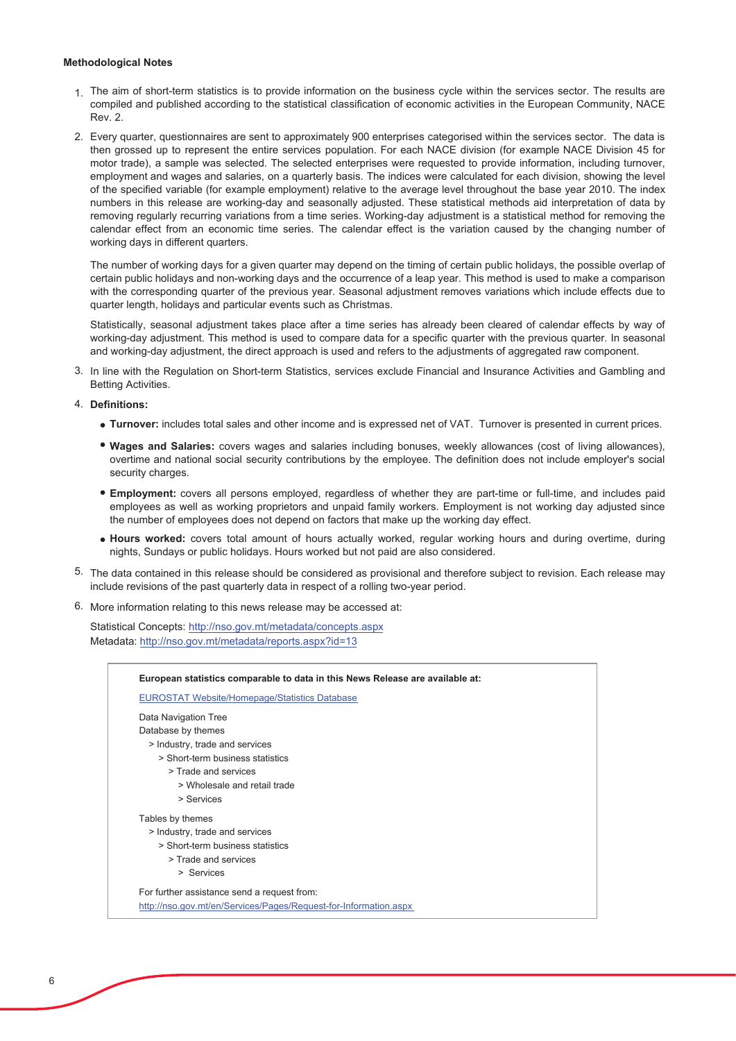**Methodological Notes**

1. The aim of short-term statistics is to provide information on the business cycle within the services sector. The results are compiled and published according to the statistical classification of economic activities in the European Community, NACE Rev. 2.

2. Every quarter, questionnaires are sent to approximately 900 enterprises categorised within the services sector. The data is then grossed up to represent the entire services population. For each NACE division (for example NACE Division 45 for motor trade), a sample was selected. The selected enterprises were requested to provide information, including turnover, employment and wages and salaries, on a quarterly basis. The indices were calculated for each division, showing the level of the specified variable (for example employment) relative to the average level throughout the base year 2010. The index numbers in this release are working-day and seasonally adjusted. These statistical methods aid interpretation of data by removing regularly recurring variations from a time series. Working-day adjustment is a statistical method for removing the calendar effect from an economic time series. The calendar effect is the variation caused by the changing number of working days in different quarters.

   The number of working days for a given quarter may depend on the timing of certain public holidays, the possible overlap of certain public holidays and non-working days and the occurrence of a leap year. This method is used to make a comparison with the corresponding quarter of the previous year. Seasonal adjustment removes variations which include effects due to quarter length, holidays and particular events such as Christmas.

   Statistically, seasonal adjustment takes place after a time series has already been cleared of calendar effects by way of working-day adjustment. This method is used to compare data for a specific quarter with the previous quarter. In seasonal and working-day adjustment, the direct approach is used and refers to the adjustments of aggregated raw component.

3. In line with the Regulation on Short-term Statistics, services exclude Financial and Insurance Activities and Gambling and Betting Activities.

4. **Definitions:**
   - **Turnover:** includes total sales and other income and is expressed net of VAT. Turnover is presented in current prices.
   - **Wages and Salaries:** covers wages and salaries including bonuses, weekly allowances (cost of living allowances), overtime and national social security contributions by the employee. The definition does not include employer's social security charges.
   - **Employment:** covers all persons employed, regardless of whether they are part-time or full-time, and includes paid employees as well as working proprietors and unpaid family workers. Employment is not working day adjusted since the number of employees does not depend on factors that make up the working day effect.
   - **Hours worked:** covers total amount of hours actually worked, regular working hours and during overtime, during nights, Sundays or public holidays. Hours worked but not paid are also considered.

5. The data contained in this release should be considered as provisional and therefore subject to revision. Each release may include revisions of the past quarterly data in respect of a rolling two-year period.

6. More information relating to this news release may be accessed at:

   Statistical Concepts: http://nso.gov.mt/metadata/concepts.aspx
   Metadata: http://nso.gov.mt/metadata/reports.aspx?id=13

**European statistics comparable to data in this News Release are available at:**

EUROSTAT Website/Homepage/Statistics Database

Data Navigation Tree
Database by themes
> Industry, trade and services
> Short-term business statistics
> Trade and services
> Wholesale and retail trade
> Services

Tables by themes
> Industry, trade and services
> Short-term business statistics
> Trade and services
> Services

For further assistance send a request from:
http://nso.gov.mt/en/Services/Pages/Request-for-Information.aspx